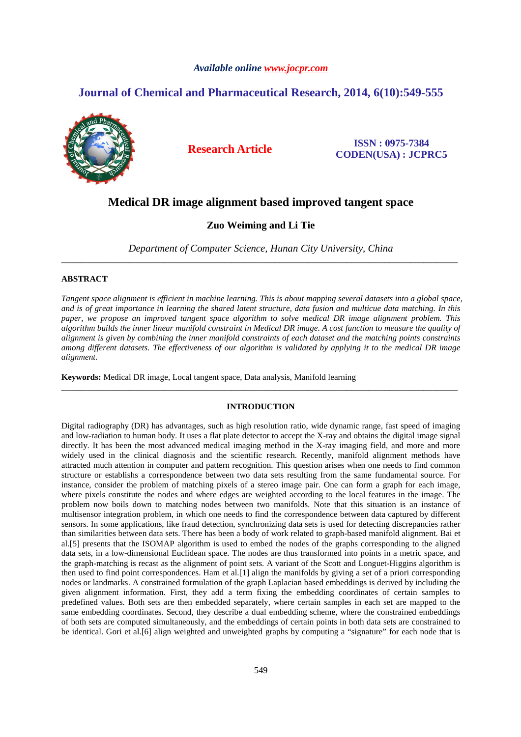*Available online www.jocpr.com*

**Journal of Chemical and Pharmaceutical Research, 2014, 6(10):549-555**

**Research Article**

**ISSN : 0975-7384**
**CODEN(USA) : JCPRC5**

# Medical DR image alignment based improved tangent space

**Zuo Weiming and Li Tie**

*Department of Computer Science, Hunan City University, China*

---

## ABSTRACT

*Tangent space alignment is efficient in machine learning. This is about mapping several datasets into a global space, and is of great importance in learning the shared latent structure, data fusion and multicue data matching. In this paper, we propose an improved tangent space algorithm to solve medical DR image alignment problem. This algorithm builds the inner linear manifold constraint in Medical DR image. A cost function to measure the quality of alignment is given by combining the inner manifold constraints of each dataset and the matching points constraints among different datasets. The effectiveness of our algorithm is validated by applying it to the medical DR image alignment.*

**Keywords:** Medical DR image, Local tangent space, Data analysis, Manifold learning

---

## INTRODUCTION

Digital radiography (DR) has advantages, such as high resolution ratio, wide dynamic range, fast speed of imaging and low-radiation to human body. It uses a flat plate detector to accept the X-ray and obtains the digital image signal directly. It has been the most advanced medical imaging method in the X-ray imaging field, and more and more widely used in the clinical diagnosis and the scientific research. Recently, manifold alignment methods have attracted much attention in computer and pattern recognition. This question arises when one needs to find common structure or establishs a correspondence between two data sets resulting from the same fundamental source. For instance, consider the problem of matching pixels of a stereo image pair. One can form a graph for each image, where pixels constitute the nodes and where edges are weighted according to the local features in the image. The problem now boils down to matching nodes between two manifolds. Note that this situation is an instance of multisensor integration problem, in which one needs to find the correspondence between data captured by different sensors. In some applications, like fraud detection, synchronizing data sets is used for detecting discrepancies rather than similarities between data sets. There has been a body of work related to graph-based manifold alignment. Bai et al.[5] presents that the ISOMAP algorithm is used to embed the nodes of the graphs corresponding to the aligned data sets, in a low-dimensional Euclidean space. The nodes are thus transformed into points in a metric space, and the graph-matching is recast as the alignment of point sets. A variant of the Scott and Longuet-Higgins algorithm is then used to find point correspondences. Ham et al.[1] align the manifolds by giving a set of a priori corresponding nodes or landmarks. A constrained formulation of the graph Laplacian based embeddings is derived by including the given alignment information. First, they add a term fixing the embedding coordinates of certain samples to predefined values. Both sets are then embedded separately, where certain samples in each set are mapped to the same embedding coordinates. Second, they describe a dual embedding scheme, where the constrained embeddings of both sets are computed simultaneously, and the embeddings of certain points in both data sets are constrained to be identical. Gori et al.[6] align weighted and unweighted graphs by computing a "signature" for each node that is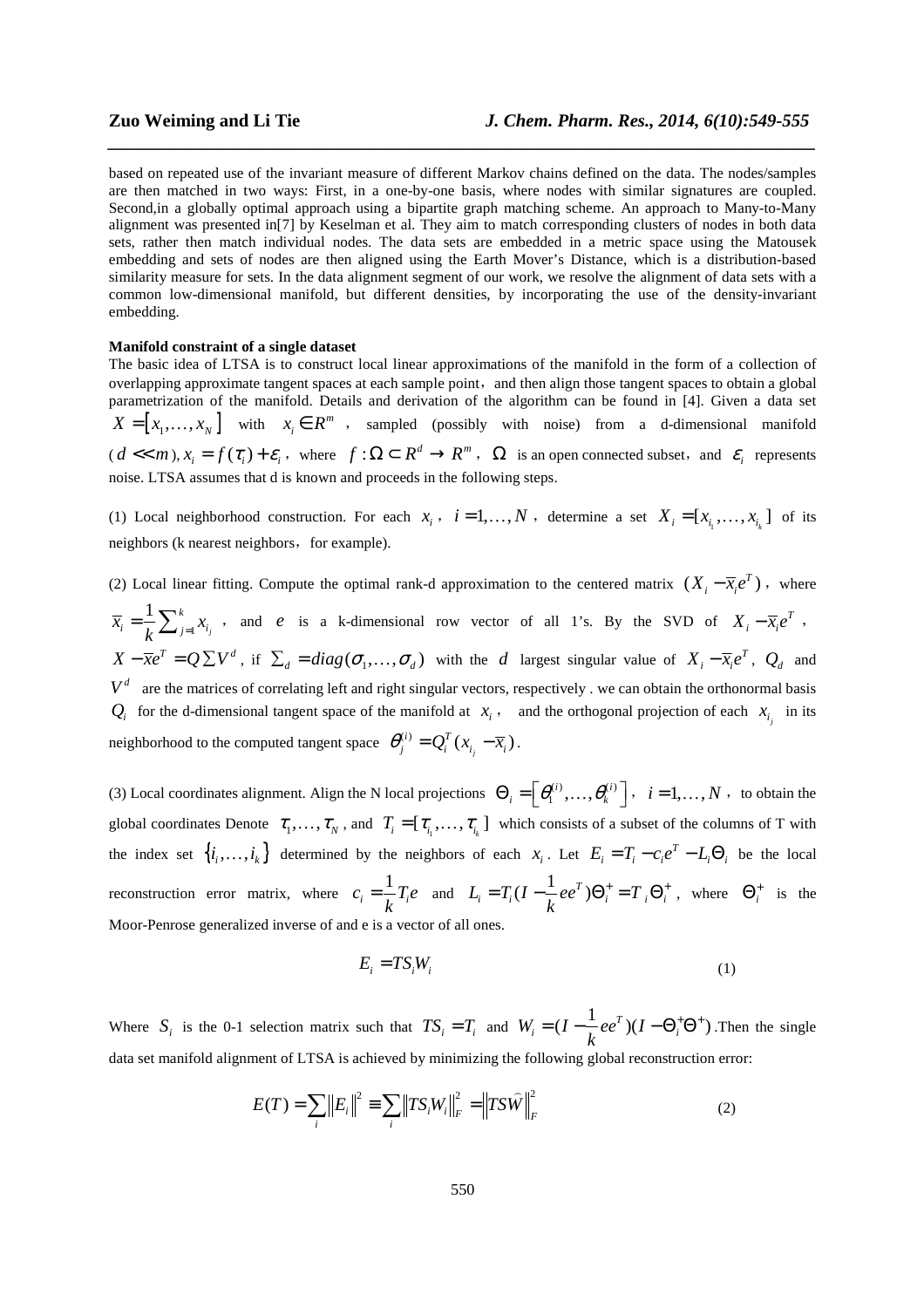based on repeated use of the invariant measure of different Markov chains defined on the data. The nodes/samples are then matched in two ways: First, in a one-by-one basis, where nodes with similar signatures are coupled. Second,in a globally optimal approach using a bipartite graph matching scheme. An approach to Many-to-Many alignment was presented in[7] by Keselman et al. They aim to match corresponding clusters of nodes in both data sets, rather then match individual nodes. The data sets are embedded in a metric space using the Matousek embedding and sets of nodes are then aligned using the Earth Mover's Distance, which is a distribution-based similarity measure for sets. In the data alignment segment of our work, we resolve the alignment of data sets with a common low-dimensional manifold, but different densities, by incorporating the use of the density-invariant embedding.

**Manifold constraint of a single dataset**

The basic idea of LTSA is to construct local linear approximations of the manifold in the form of a collection of overlapping approximate tangent spaces at each sample point, and then align those tangent spaces to obtain a global parametrization of the manifold. Details and derivation of the algorithm can be found in [4]. Given a data set $X = [x_1, \ldots, x_N]$ with $x_i \in R^m$, sampled (possibly with noise) from a d-dimensional manifold ($d << m$), $x_i = f(\tau_i) + \varepsilon_i$, where $f : \Omega \subset R^d \to R^m$, $\Omega$ is an open connected subset, and $\varepsilon_i$ represents noise. LTSA assumes that d is known and proceeds in the following steps.

(1) Local neighborhood construction. For each $x_i$, $i = 1, \ldots, N$, determine a set $X_i = [x_{i_1}, \ldots, x_{i_k}]$ of its neighbors (k nearest neighbors, for example).

(2) Local linear fitting. Compute the optimal rank-d approximation to the centered matrix $(X_i - \overline{x}_i e^T)$, where $\overline{x}_i = \frac{1}{k}\sum_{j=1}^{k} x_{i_j}$, and $e$ is a k-dimensional row vector of all 1's. By the SVD of $X_i - \overline{x}_i e^T$, $X - \overline{x}e^T = Q \sum V^d$, if $\sum_d = diag(\sigma_1, \ldots, \sigma_d)$ with the $d$ largest singular value of $X_i - \overline{x}_i e^T$, $Q_d$ and $V^d$ are the matrices of correlating left and right singular vectors, respectively . we can obtain the orthonormal basis $Q_i$ for the d-dimensional tangent space of the manifold at $x_i$, and the orthogonal projection of each $x_{i_j}$ in its neighborhood to the computed tangent space $\theta_j^{(i)} = Q_i^T (x_{i_j} - \overline{x}_i)$.

(3) Local coordinates alignment. Align the N local projections $\Theta_i = \left[\theta_1^{(i)}, \ldots, \theta_k^{(i)}\right]$, $i = 1, \ldots, N$, to obtain the global coordinates Denote $\tau_1, \ldots, \tau_N$, and $T_i = [\tau_{i_1}, \ldots, \tau_{i_k}]$ which consists of a subset of the columns of T with the index set $\{i_1, \ldots, i_k\}$ determined by the neighbors of each $x_i$. Let $E_i = T_i - c_i e^T - L_i \Theta_i$ be the local reconstruction error matrix, where $c_i = \frac{1}{k} T_i e$ and $L_i = T_i (I - \frac{1}{k} ee^T) \Theta_i^+ = T_i \Theta_i^+$, where $\Theta_i^+$ is the Moor-Penrose generalized inverse of and e is a vector of all ones.

$$E_i = TS_i W_i \tag{1}$$

Where $S_i$ is the 0-1 selection matrix such that $TS_i = T_i$ and $W_i = (I - \frac{1}{k} ee^T)(I - \Theta_i^+ \Theta^+)$ .Then the single data set manifold alignment of LTSA is achieved by minimizing the following global reconstruction error:

$$E(T) = \sum_i \|E_i\|^2 \equiv \sum_i \|TS_i W_i\|_F^2 = \left\|TS\widehat{W}\right\|_F^2 \tag{2}$$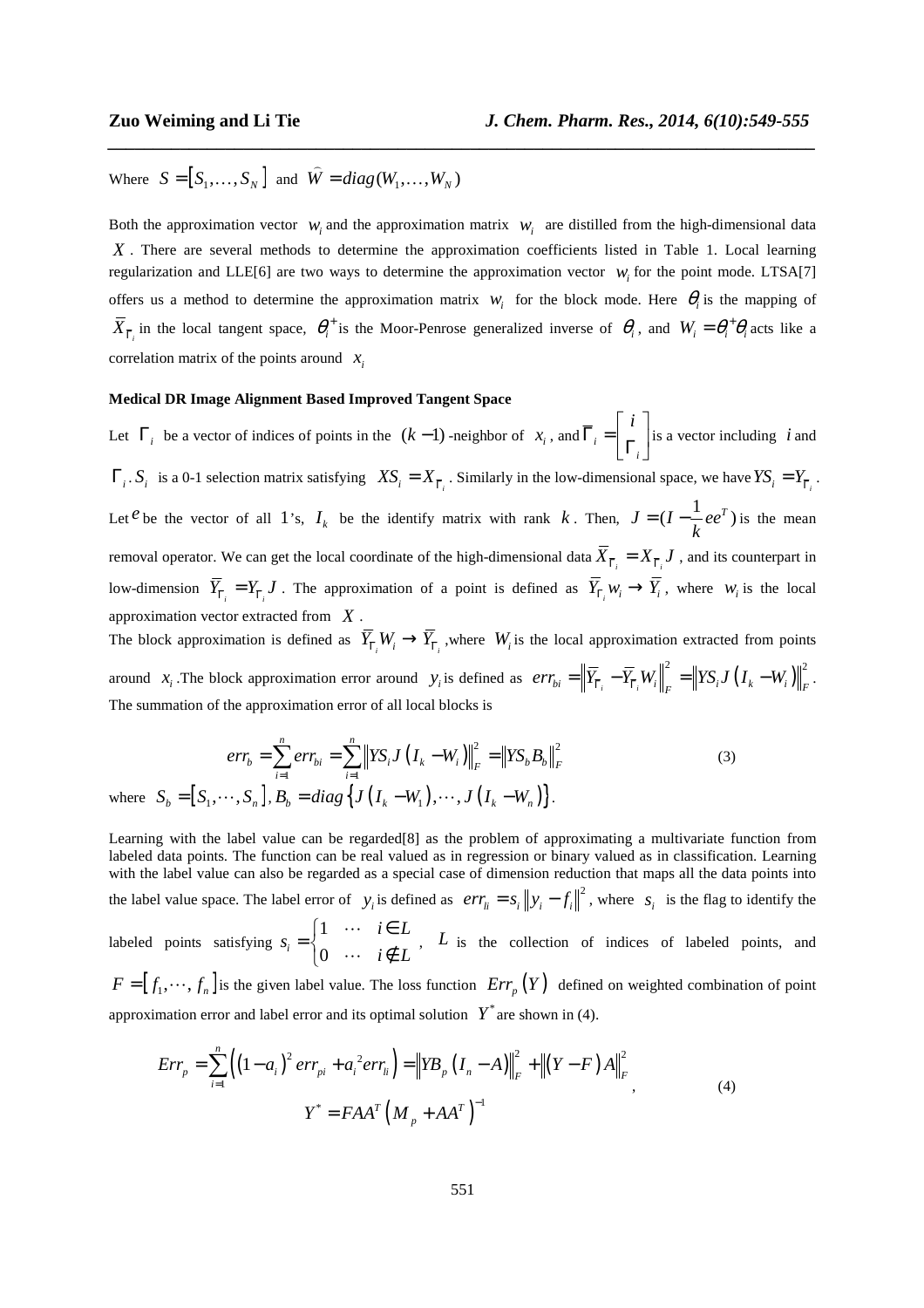Where $S = [S_1, \ldots, S_N]$ and $\widehat{W} = diag(W_1, \ldots, W_N)$

Both the approximation vector $w_i$ and the approximation matrix $w_i$ are distilled from the high-dimensional data $X$. There are several methods to determine the approximation coefficients listed in Table 1. Local learning regularization and LLE[6] are two ways to determine the approximation vector $w_i$ for the point mode. LTSA[7] offers us a method to determine the approximation matrix $w_i$ for the block mode. Here $\theta_i$ is the mapping of $\overline{X}_{\Gamma_i}$ in the local tangent space, $\theta_i^+$ is the Moor-Penrose generalized inverse of $\theta_i$, and $W_i = \theta_i^+ \theta_i$ acts like a correlation matrix of the points around $x_i$

**Medical DR Image Alignment Based Improved Tangent Space**

Let $\Gamma_i$ be a vector of indices of points in the $(k-1)$-neighbor of $x_i$, and $\overline{\Gamma}_i = \begin{bmatrix} i \\ \Gamma_i \end{bmatrix}$ is a vector including $i$ and $\Gamma_i$. $S_i$ is a 0-1 selection matrix satisfying $XS_i = X_{\Gamma_i}$. Similarly in the low-dimensional space, we have $YS_i = Y_{\Gamma_i}$. Let $e$ be the vector of all 1's, $I_k$ be the identify matrix with rank $k$. Then, $J = (I - \frac{1}{k} ee^T)$ is the mean removal operator. We can get the local coordinate of the high-dimensional data $\overline{X}_{\Gamma_i} = X_{\Gamma_i} J$, and its counterpart in low-dimension $\overline{Y}_{\Gamma_i} = Y_{\Gamma_i} J$. The approximation of a point is defined as $\overline{Y}_{\Gamma_i} w_i \to \overline{Y}_i$, where $w_i$ is the local approximation vector extracted from $X$.

The block approximation is defined as $\overline{Y}_{\Gamma_i} W_i \to \overline{Y}_{\Gamma_i}$, where $W_i$ is the local approximation extracted from points around $x_i$. The block approximation error around $y_i$ is defined as $err_{bi} = \left\| \overline{Y}_{\Gamma_i} - \overline{Y}_{\Gamma_i} W_i \right\|_F^2 = \left\| YS_i J \left( I_k - W_i \right) \right\|_F^2$.

The summation of the approximation error of all local blocks is

$$err_b = \sum_{i=1}^{n} err_{bi} = \sum_{i=1}^{n} \left\| YS_i J \left( I_k - W_i \right) \right\|_F^2 = \left\| YS_b B_b \right\|_F^2 \tag{3}$$

where $S_b = [S_1, \cdots, S_n]$, $B_b = diag\left\{ J\left( I_k - W_1 \right), \cdots, J\left( I_k - W_n \right) \right\}$.

Learning with the label value can be regarded[8] as the problem of approximating a multivariate function from labeled data points. The function can be real valued as in regression or binary valued as in classification. Learning with the label value can also be regarded as a special case of dimension reduction that maps all the data points into the label value space. The label error of $y_i$ is defined as $err_{li} = s_i \left\| y_i - f_i \right\|^2$, where $s_i$ is the flag to identify the labeled points satisfying $s_i = \begin{cases} 1 & \cdots & i \in L \\ 0 & \cdots & i \notin L \end{cases}$, $L$ is the collection of indices of labeled points, and $F = [f_1, \cdots, f_n]$ is the given label value. The loss function $Err_p(Y)$ defined on weighted combination of point approximation error and label error and its optimal solution $Y^*$ are shown in (4).

$$\begin{gathered} Err_p = \sum_{i=1}^{n} \left( \left(1 - a_i\right)^2 err_{pi} + a_i^2 err_{li} \right) = \left\| YB_p \left( I_n - A \right) \right\|_F^2 + \left\| (Y - F) A \right\|_F^2, \\ Y^* = FAA^T \left( M_p + AA^T \right)^{-1} \end{gathered} \tag{4}$$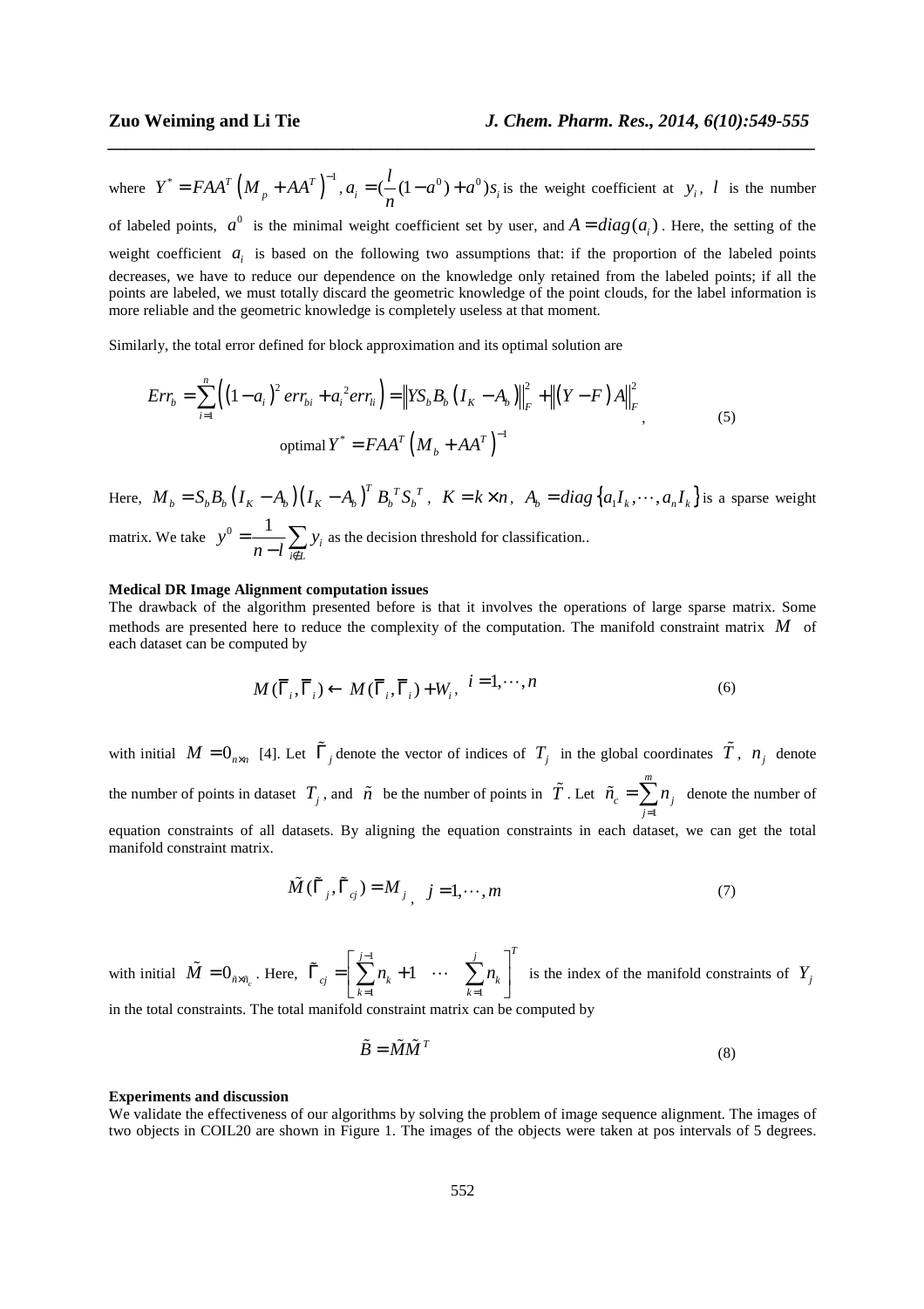where $Y^* = FAA^T \left( M_p + AA^T \right)^{-1}$, $a_i = (\frac{l}{n}(1-a^0)+a^0)s_i$ is the weight coefficient at $y_i$, $l$ is the number of labeled points, $a^0$ is the minimal weight coefficient set by user, and $A = diag(a_i)$. Here, the setting of the weight coefficient $a_i$ is based on the following two assumptions that: if the proportion of the labeled points decreases, we have to reduce our dependence on the knowledge only retained from the labeled points; if all the points are labeled, we must totally discard the geometric knowledge of the point clouds, for the label information is more reliable and the geometric knowledge is completely useless at that moment.

Similarly, the total error defined for block approximation and its optimal solution are

$$Err_b = \sum_{i=1}^{n} \left( (1-a_i)^2 err_{bi} + a_i^2 err_{li} \right) = \left\| YS_b B_b \left( I_K - A_b \right) \right\|_F^2 + \left\| \left( Y - F \right) A \right\|_F^2 , \quad \text{optimal } Y^* = FAA^T \left( M_b + AA^T \right)^{-1} \tag{5}$$

Here, $M_b = S_b B_b \left( I_K - A_b \right) \left( I_K - A_b \right)^T B_b^T S_b^T$, $K = k \times n$, $A_b = diag\left\{ a_1 I_k, \cdots, a_n I_k \right\}$ is a sparse weight matrix. We take $y^0 = \frac{1}{n-l} \sum_{i \notin L} y_i$ as the decision threshold for classification..

**Medical DR Image Alignment computation issues**

The drawback of the algorithm presented before is that it involves the operations of large sparse matrix. Some methods are presented here to reduce the complexity of the computation. The manifold constraint matrix $M$ of each dataset can be computed by

$$M(\overline{\Gamma}_i, \overline{\Gamma}_i) \leftarrow M(\overline{\Gamma}_i, \overline{\Gamma}_i) + W_i, \quad i = 1, \cdots, n \tag{6}$$

with initial $M = 0_{n \times n}$ [4]. Let $\tilde{\Gamma}_j$ denote the vector of indices of $T_j$ in the global coordinates $\tilde{T}$, $n_j$ denote the number of points in dataset $T_j$, and $\tilde{n}$ be the number of points in $\tilde{T}$. Let $\tilde{n}_c = \sum_{j=1}^{m} n_j$ denote the number of equation constraints of all datasets. By aligning the equation constraints in each dataset, we can get the total manifold constraint matrix.

$$\tilde{M}(\tilde{\Gamma}_j, \tilde{\Gamma}_{cj}) = M_j, \quad j = 1, \cdots, m \tag{7}$$

with initial $\tilde{M} = 0_{\tilde{n} \times \tilde{n}_c}$. Here, $\tilde{\Gamma}_{cj} = \left[ \sum_{k=1}^{j-1} n_k + 1 \quad \cdots \quad \sum_{k=1}^{j} n_k \right]^T$ is the index of the manifold constraints of $Y_j$ in the total constraints. The total manifold constraint matrix can be computed by

$$\tilde{B} = \tilde{M}\tilde{M}^T \tag{8}$$

**Experiments and discussion**

We validate the effectiveness of our algorithms by solving the problem of image sequence alignment. The images of two objects in COIL20 are shown in Figure 1. The images of the objects were taken at pos intervals of 5 degrees.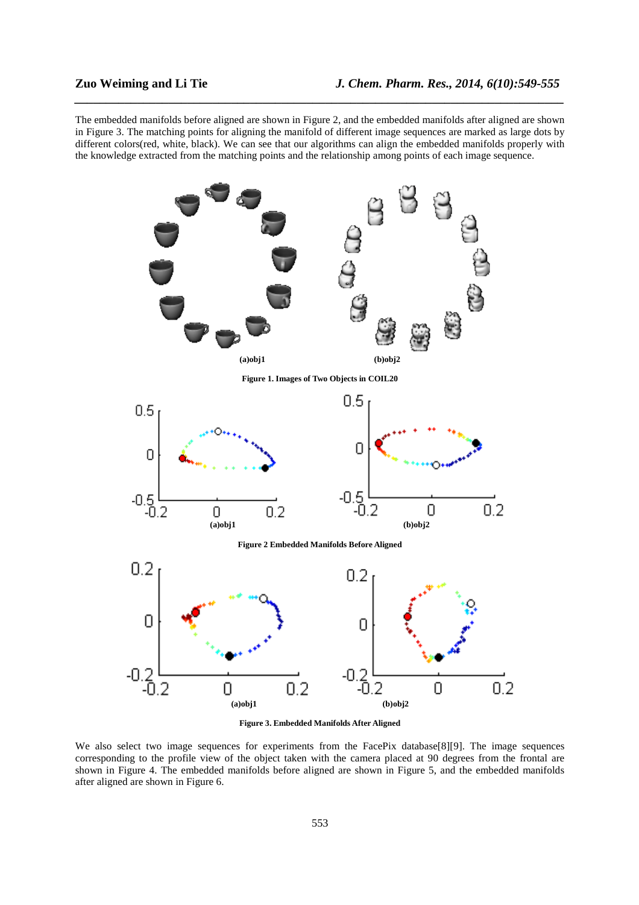The embedded manifolds before aligned are shown in Figure 2, and the embedded manifolds after aligned are shown in Figure 3. The matching points for aligning the manifold of different image sequences are marked as large dots by different colors(red, white, black). We can see that our algorithms can align the embedded manifolds properly with the knowledge extracted from the matching points and the relationship among points of each image sequence.

(a)obj1 (b)obj2

**Figure 1. Images of Two Objects in COIL20**

(a)obj1 (b)obj2

**Figure 2 Embedded Manifolds Before Aligned**

(a)obj1 (b)obj2

**Figure 3. Embedded Manifolds After Aligned**

We also select two image sequences for experiments from the FacePix database[8][9]. The image sequences corresponding to the profile view of the object taken with the camera placed at 90 degrees from the frontal are shown in Figure 4. The embedded manifolds before aligned are shown in Figure 5, and the embedded manifolds after aligned are shown in Figure 6.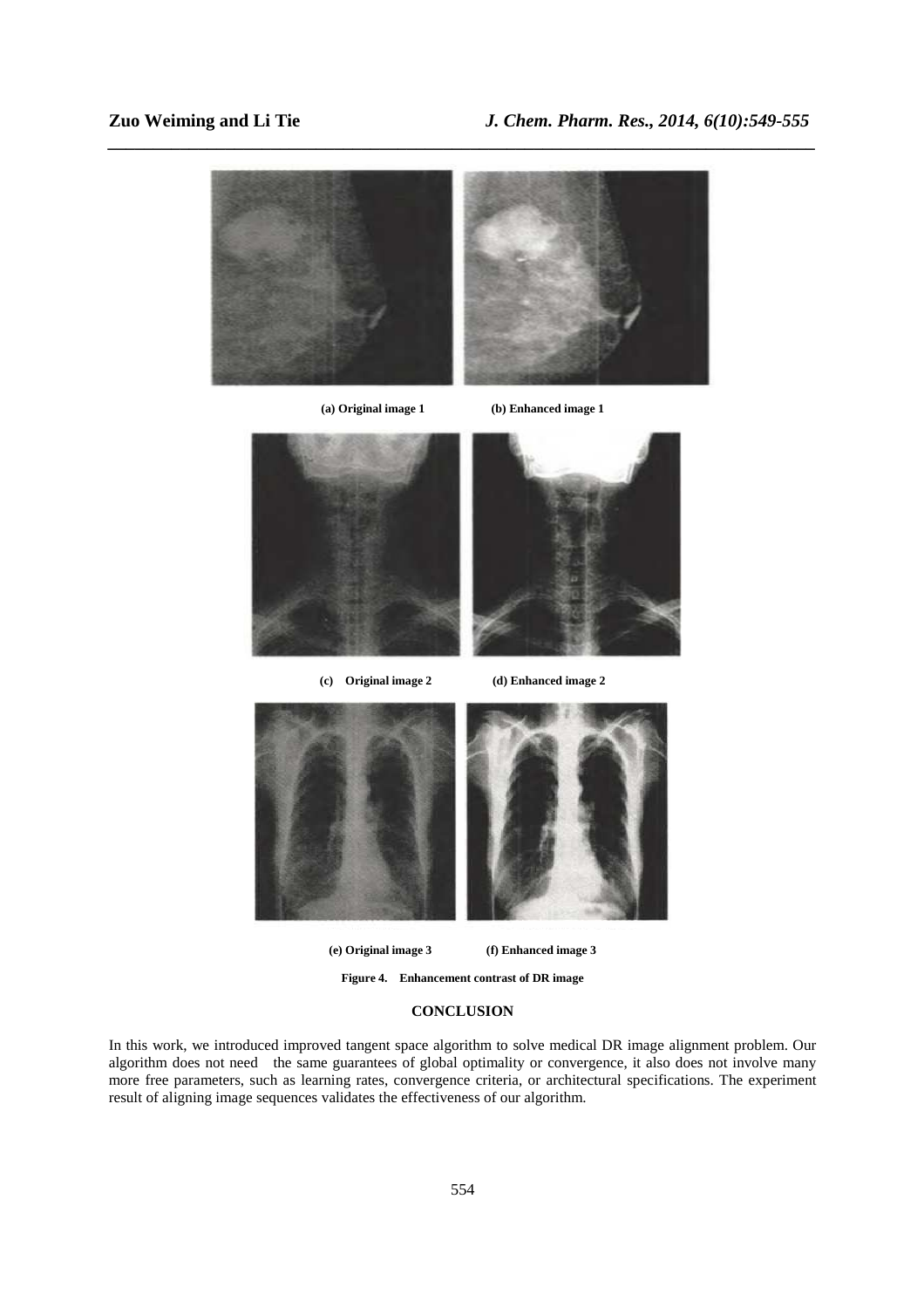(a) Original image 1 (b) Enhanced image 1

(c) Original image 2 (d) Enhanced image 2

(e) Original image 3 (f) Enhanced image 3

**Figure 4. Enhancement contrast of DR image**

## CONCLUSION

In this work, we introduced improved tangent space algorithm to solve medical DR image alignment problem. Our algorithm does not need the same guarantees of global optimality or convergence, it also does not involve many more free parameters, such as learning rates, convergence criteria, or architectural specifications. The experiment result of aligning image sequences validates the effectiveness of our algorithm.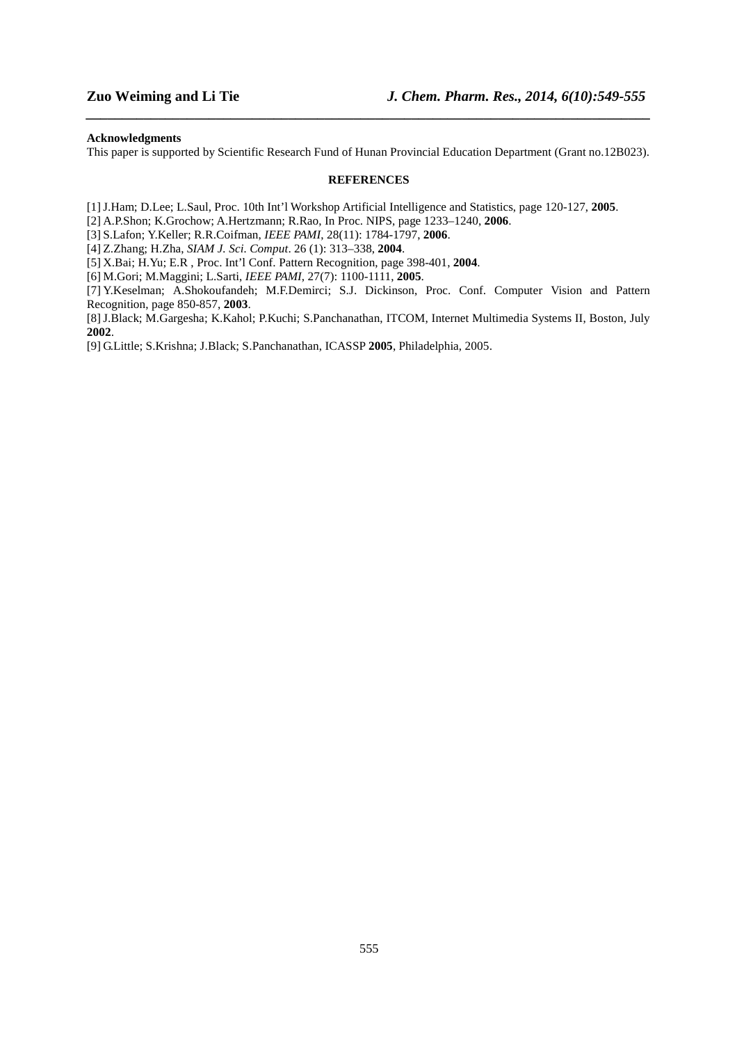**Acknowledgments**

This paper is supported by Scientific Research Fund of Hunan Provincial Education Department (Grant no.12B023).

## REFERENCES

[1] J.Ham; D.Lee; L.Saul, Proc. 10th Int'l Workshop Artificial Intelligence and Statistics, page 120-127, **2005**.

[2] A.P.Shon; K.Grochow; A.Hertzmann; R.Rao, In Proc. NIPS, page 1233–1240, **2006**.

[3] S.Lafon; Y.Keller; R.R.Coifman, *IEEE PAMI*, 28(11): 1784-1797, **2006**.

[4] Z.Zhang; H.Zha, *SIAM J. Sci. Comput*. 26 (1): 313–338, **2004**.

[5] X.Bai; H.Yu; E.R , Proc. Int'l Conf. Pattern Recognition, page 398-401, **2004**.

[6] M.Gori; M.Maggini; L.Sarti, *IEEE PAMI*, 27(7): 1100-1111, **2005**.

[7] Y.Keselman; A.Shokoufandeh; M.F.Demirci; S.J. Dickinson, Proc. Conf. Computer Vision and Pattern Recognition, page 850-857, **2003**.

[8] J.Black; M.Gargesha; K.Kahol; P.Kuchi; S.Panchanathan, ITCOM, Internet Multimedia Systems II, Boston, July **2002**.

[9] G.Little; S.Krishna; J.Black; S.Panchanathan, ICASSP **2005**, Philadelphia, 2005.